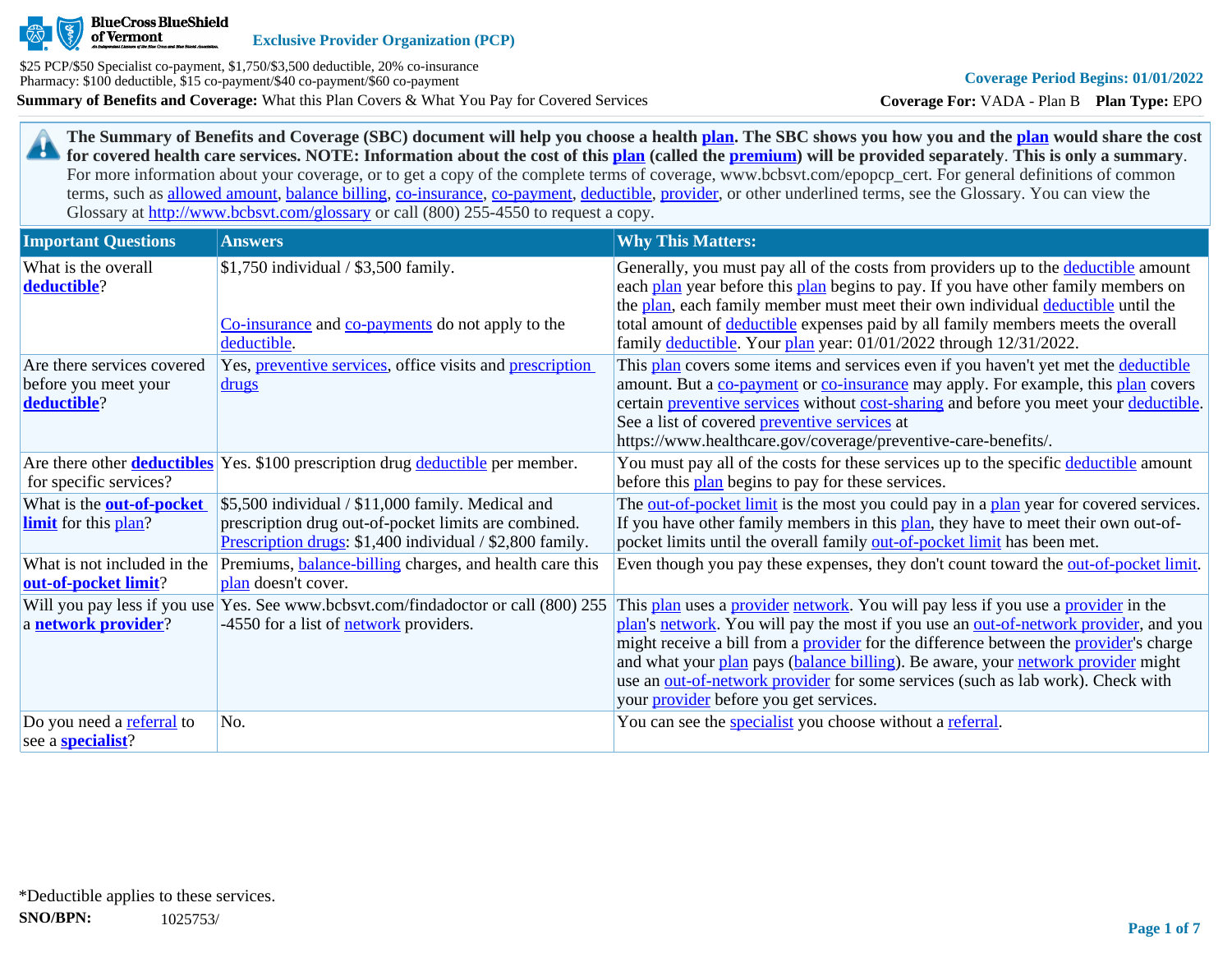BlueCross BlueShield of Vermont

**Exclusive Provider Organization (PCP)**

$25 PCP/$50 Specialist co-payment, $1,750/$3,500 deductible, 20% co-insurance
Pharmacy: $100 deductible, $15 co-payment/$40 co-payment/$60 co-payment

**Coverage Period Begins: 01/01/2022**

**Summary of Benefits and Coverage:** What this Plan Covers & What You Pay for Covered Services

**Coverage For:** VADA - Plan B **Plan Type:** EPO

**The Summary of Benefits and Coverage (SBC) document will help you choose a health plan. The SBC shows you how you and the plan would share the cost for covered health care services. NOTE: Information about the cost of this plan (called the premium) will be provided separately. This is only a summary.** For more information about your coverage, or to get a copy of the complete terms of coverage, www.bcbsvt.com/epopcp_cert. For general definitions of common terms, such as allowed amount, balance billing, co-insurance, co-payment, deductible, provider, or other underlined terms, see the Glossary. You can view the Glossary at http://www.bcbsvt.com/glossary or call (800) 255-4550 to request a copy.

| Important Questions | Answers | Why This Matters: |
|---|---|---|
| What is the overall **deductible**? | $1,750 individual / $3,500 family.<br><br>Co-insurance and co-payments do not apply to the deductible. | Generally, you must pay all of the costs from providers up to the deductible amount each plan year before this plan begins to pay. If you have other family members on the plan, each family member must meet their own individual deductible until the total amount of deductible expenses paid by all family members meets the overall family deductible. Your plan year: 01/01/2022 through 12/31/2022. |
| Are there services covered before you meet your **deductible**? | Yes, preventive services, office visits and prescription drugs | This plan covers some items and services even if you haven't yet met the deductible amount. But a co-payment or co-insurance may apply. For example, this plan covers certain preventive services without cost-sharing and before you meet your deductible. See a list of covered preventive services at https://www.healthcare.gov/coverage/preventive-care-benefits/. |
| Are there other **deductibles** for specific services? | Yes. $100 prescription drug deductible per member. | You must pay all of the costs for these services up to the specific deductible amount before this plan begins to pay for these services. |
| What is the **out-of-pocket limit** for this plan? | $5,500 individual / $11,000 family. Medical and prescription drug out-of-pocket limits are combined. Prescription drugs: $1,400 individual / $2,800 family. | The out-of-pocket limit is the most you could pay in a plan year for covered services. If you have other family members in this plan, they have to meet their own out-of-pocket limits until the overall family out-of-pocket limit has been met. |
| What is not included in the **out-of-pocket limit**? | Premiums, balance-billing charges, and health care this plan doesn't cover. | Even though you pay these expenses, they don't count toward the out-of-pocket limit. |
| Will you pay less if you use a **network provider**? | Yes. See www.bcbsvt.com/findadoctor or call (800) 255-4550 for a list of network providers. | This plan uses a provider network. You will pay less if you use a provider in the plan's network. You will pay the most if you use an out-of-network provider, and you might receive a bill from a provider for the difference between the provider's charge and what your plan pays (balance billing). Be aware, your network provider might use an out-of-network provider for some services (such as lab work). Check with your provider before you get services. |
| Do you need a referral to see a **specialist**? | No. | You can see the specialist you choose without a referral. |

*Deductible applies to these services.

**SNO/BPN:** 1025753/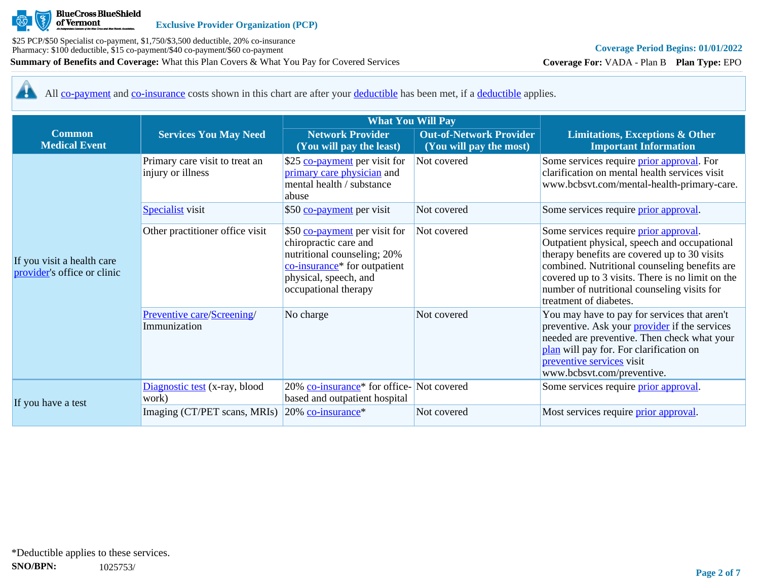BlueCross BlueShield of Vermont — Exclusive Provider Organization (PCP)

$25 PCP/$50 Specialist co-payment, $1,750/$3,500 deductible, 20% co-insurance
Pharmacy: $100 deductible, $15 co-payment/$40 co-payment/$60 co-payment

**Summary of Benefits and Coverage:** What this Plan Covers & What You Pay for Covered Services

Coverage Period Begins: 01/01/2022

**Coverage For:** VADA - Plan B **Plan Type:** EPO

All co-payment and co-insurance costs shown in this chart are after your deductible has been met, if a deductible applies.

| Common Medical Event | Services You May Need | What You Will Pay | | Limitations, Exceptions & Other Important Information |
|---|---|---|---|---|
| | | Network Provider (You will pay the least) | Out-of-Network Provider (You will pay the most) | |
| If you visit a health care provider's office or clinic | Primary care visit to treat an injury or illness | $25 co-payment per visit for primary care physician and mental health / substance abuse | Not covered | Some services require prior approval. For clarification on mental health services visit www.bcbsvt.com/mental-health-primary-care. |
| | Specialist visit | $50 co-payment per visit | Not covered | Some services require prior approval. |
| | Other practitioner office visit | $50 co-payment per visit for chiropractic care and nutritional counseling; 20% co-insurance* for outpatient physical, speech, and occupational therapy | Not covered | Some services require prior approval. Outpatient physical, speech and occupational therapy benefits are covered up to 30 visits combined. Nutritional counseling benefits are covered up to 3 visits. There is no limit on the number of nutritional counseling visits for treatment of diabetes. |
| | Preventive care/Screening/ Immunization | No charge | Not covered | You may have to pay for services that aren't preventive. Ask your provider if the services needed are preventive. Then check what your plan will pay for. For clarification on preventive services visit www.bcbsvt.com/preventive. |
| If you have a test | Diagnostic test (x-ray, blood work) | 20% co-insurance* for office-based and outpatient hospital | Not covered | Some services require prior approval. |
| | Imaging (CT/PET scans, MRIs) | 20% co-insurance* | Not covered | Most services require prior approval. |

*Deductible applies to these services.

**SNO/BPN:** 1025753/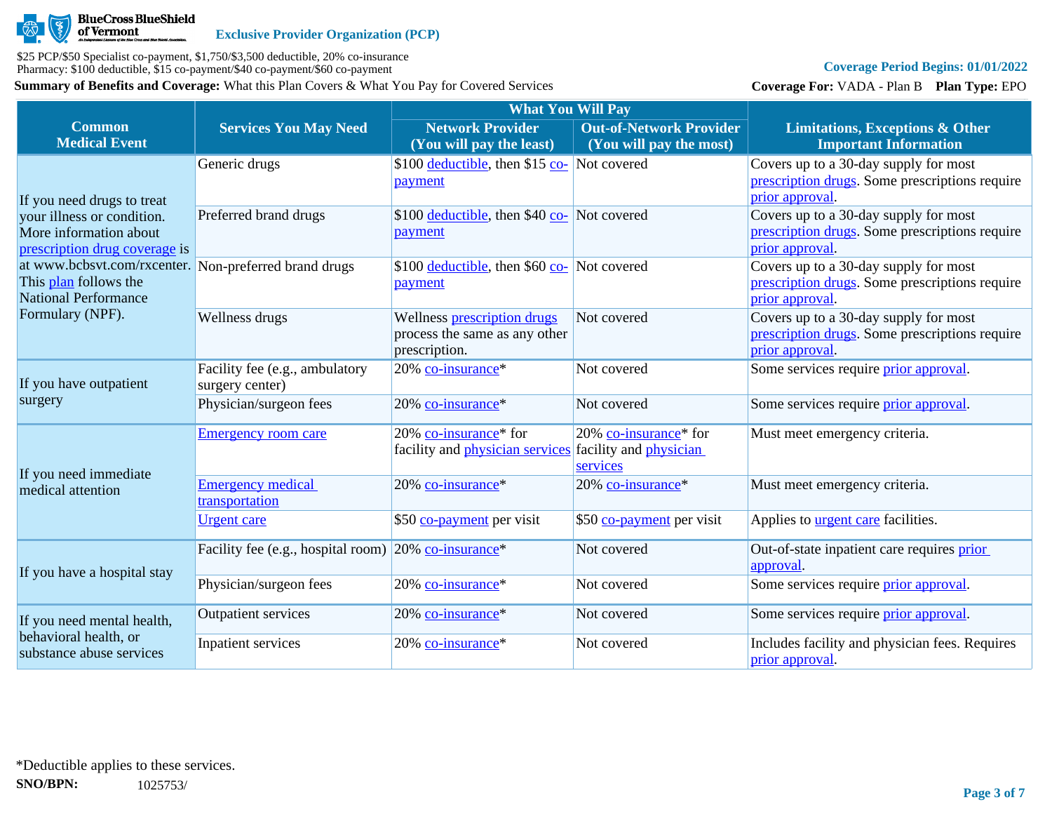Exclusive Provider Organization (PCP)

$25 PCP/$50 Specialist co-payment, $1,750/$3,500 deductible, 20% co-insurance
Pharmacy: $100 deductible, $15 co-payment/$40 co-payment/$60 co-payment

**Coverage Period Begins: 01/01/2022**

**Summary of Benefits and Coverage:** What this Plan Covers & What You Pay for Covered Services

**Coverage For:** VADA - Plan B **Plan Type:** EPO

| Common Medical Event | Services You May Need | What You Will Pay | | Limitations, Exceptions & Other Important Information |
|---|---|---|---|---|
| | | Network Provider (You will pay the least) | Out-of-Network Provider (You will pay the most) | |
| If you need drugs to treat your illness or condition. More information about prescription drug coverage is at www.bcbsvt.com/rxcenter. This plan follows the National Performance Formulary (NPF). | Generic drugs | $100 deductible, then $15 co-payment | Not covered | Covers up to a 30-day supply for most prescription drugs. Some prescriptions require prior approval. |
| | Preferred brand drugs | $100 deductible, then $40 co-payment | Not covered | Covers up to a 30-day supply for most prescription drugs. Some prescriptions require prior approval. |
| | Non-preferred brand drugs | $100 deductible, then $60 co-payment | Not covered | Covers up to a 30-day supply for most prescription drugs. Some prescriptions require prior approval. |
| | Wellness drugs | Wellness prescription drugs process the same as any other prescription. | Not covered | Covers up to a 30-day supply for most prescription drugs. Some prescriptions require prior approval. |
| If you have outpatient surgery | Facility fee (e.g., ambulatory surgery center) | 20% co-insurance* | Not covered | Some services require prior approval. |
| | Physician/surgeon fees | 20% co-insurance* | Not covered | Some services require prior approval. |
| If you need immediate medical attention | Emergency room care | 20% co-insurance* for facility and physician services | 20% co-insurance* for facility and physician services | Must meet emergency criteria. |
| | Emergency medical transportation | 20% co-insurance* | 20% co-insurance* | Must meet emergency criteria. |
| | Urgent care | $50 co-payment per visit | $50 co-payment per visit | Applies to urgent care facilities. |
| If you have a hospital stay | Facility fee (e.g., hospital room) | 20% co-insurance* | Not covered | Out-of-state inpatient care requires prior approval. |
| | Physician/surgeon fees | 20% co-insurance* | Not covered | Some services require prior approval. |
| If you need mental health, behavioral health, or substance abuse services | Outpatient services | 20% co-insurance* | Not covered | Some services require prior approval. |
| | Inpatient services | 20% co-insurance* | Not covered | Includes facility and physician fees. Requires prior approval. |

*Deductible applies to these services.

**SNO/BPN:** 1025753/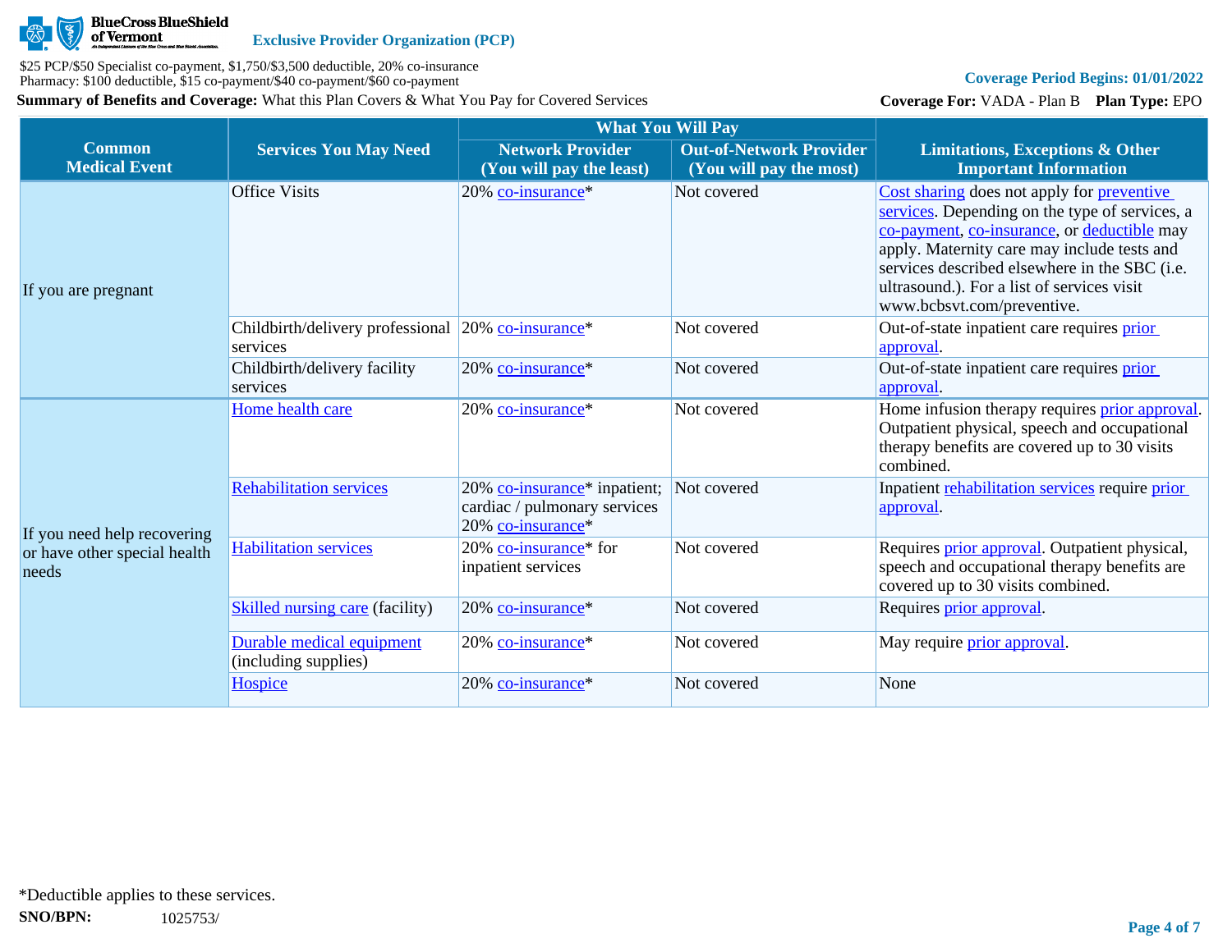**Exclusive Provider Organization (PCP)**

$25 PCP/$50 Specialist co-payment, $1,750/$3,500 deductible, 20% co-insurance
Pharmacy: $100 deductible, $15 co-payment/$40 co-payment/$60 co-payment

**Summary of Benefits and Coverage:** What this Plan Covers & What You Pay for Covered Services

**Coverage Period Begins: 01/01/2022**

**Coverage For:** VADA - Plan B **Plan Type:** EPO

| Common Medical Event | Services You May Need | What You Will Pay | | Limitations, Exceptions & Other Important Information |
|---|---|---|---|---|
| | | Network Provider (You will pay the least) | Out-of-Network Provider (You will pay the most) | |
| If you are pregnant | Office Visits | 20% co-insurance* | Not covered | Cost sharing does not apply for preventive services. Depending on the type of services, a co-payment, co-insurance, or deductible may apply. Maternity care may include tests and services described elsewhere in the SBC (i.e. ultrasound.). For a list of services visit www.bcbsvt.com/preventive. |
| | Childbirth/delivery professional services | 20% co-insurance* | Not covered | Out-of-state inpatient care requires prior approval. |
| | Childbirth/delivery facility services | 20% co-insurance* | Not covered | Out-of-state inpatient care requires prior approval. |
| If you need help recovering or have other special health needs | Home health care | 20% co-insurance* | Not covered | Home infusion therapy requires prior approval. Outpatient physical, speech and occupational therapy benefits are covered up to 30 visits combined. |
| | Rehabilitation services | 20% co-insurance* inpatient; cardiac / pulmonary services 20% co-insurance* | Not covered | Inpatient rehabilitation services require prior approval. |
| | Habilitation services | 20% co-insurance* for inpatient services | Not covered | Requires prior approval. Outpatient physical, speech and occupational therapy benefits are covered up to 30 visits combined. |
| | Skilled nursing care (facility) | 20% co-insurance* | Not covered | Requires prior approval. |
| | Durable medical equipment (including supplies) | 20% co-insurance* | Not covered | May require prior approval. |
| | Hospice | 20% co-insurance* | Not covered | None |

*Deductible applies to these services.

**SNO/BPN:** 1025753/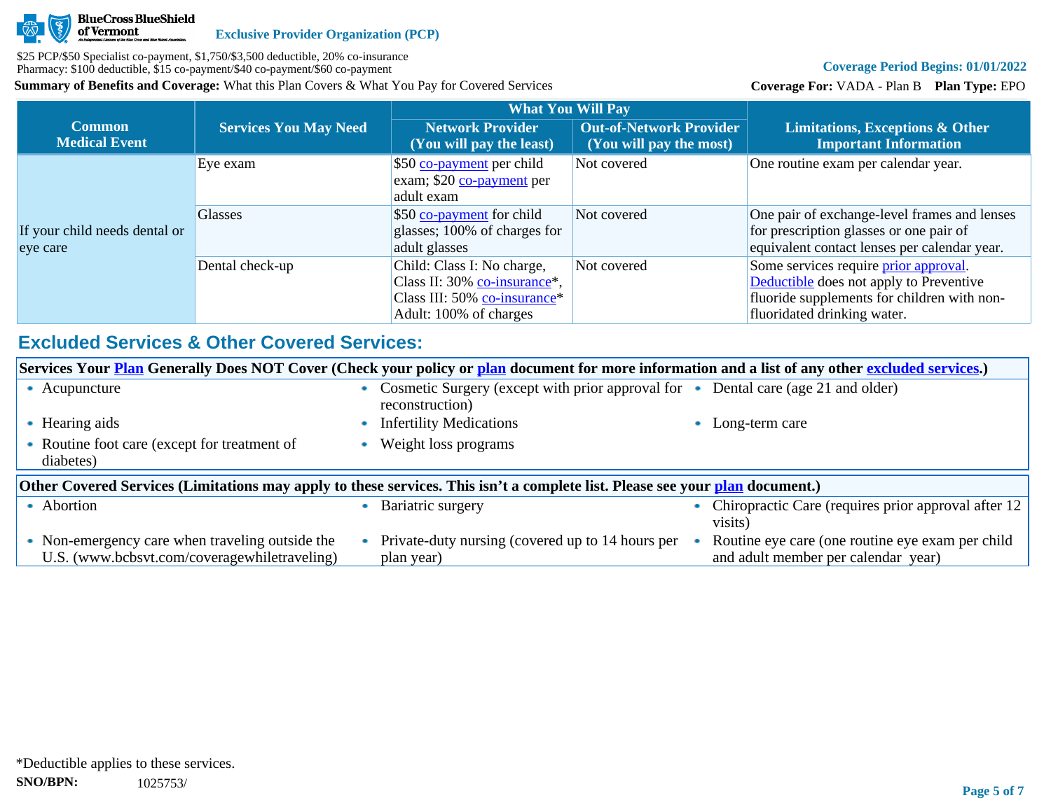**Exclusive Provider Organization (PCP)**

$25 PCP/$50 Specialist co-payment, $1,750/$3,500 deductible, 20% co-insurance
Pharmacy: $100 deductible, $15 co-payment/$40 co-payment/$60 co-payment

**Summary of Benefits and Coverage:** What this Plan Covers & What You Pay for Covered Services

**Coverage Period Begins: 01/01/2022**

**Coverage For:** VADA - Plan B **Plan Type:** EPO

| Common Medical Event | Services You May Need | What You Will Pay | | Limitations, Exceptions & Other Important Information |
|---|---|---|---|---|
| | | Network Provider (You will pay the least) | Out-of-Network Provider (You will pay the most) | |
| If your child needs dental or eye care | Eye exam | $50 co-payment per child exam; $20 co-payment per adult exam | Not covered | One routine exam per calendar year. |
| | Glasses | $50 co-payment for child glasses; 100% of charges for adult glasses | Not covered | One pair of exchange-level frames and lenses for prescription glasses or one pair of equivalent contact lenses per calendar year. |
| | Dental check-up | Child: Class I: No charge, Class II: 30% co-insurance*, Class III: 50% co-insurance* Adult: 100% of charges | Not covered | Some services require prior approval. Deductible does not apply to Preventive fluoride supplements for children with non-fluoridated drinking water. |

## Excluded Services & Other Covered Services:

**Services Your Plan Generally Does NOT Cover (Check your policy or plan document for more information and a list of any other excluded services.)**

- Acupuncture
- Cosmetic Surgery (except with prior approval for reconstruction)
- Dental care (age 21 and older)
- Hearing aids
- Infertility Medications
- Long-term care
- Routine foot care (except for treatment of diabetes)
- Weight loss programs

**Other Covered Services (Limitations may apply to these services. This isn't a complete list. Please see your plan document.)**

- Abortion
- Bariatric surgery
- Chiropractic Care (requires prior approval after 12 visits)
- Non-emergency care when traveling outside the U.S. (www.bcbsvt.com/coveragewhiletraveling)
- Private-duty nursing (covered up to 14 hours per plan year)
- Routine eye care (one routine eye exam per child and adult member per calendar year)

*Deductible applies to these services.

**SNO/BPN:** 1025753/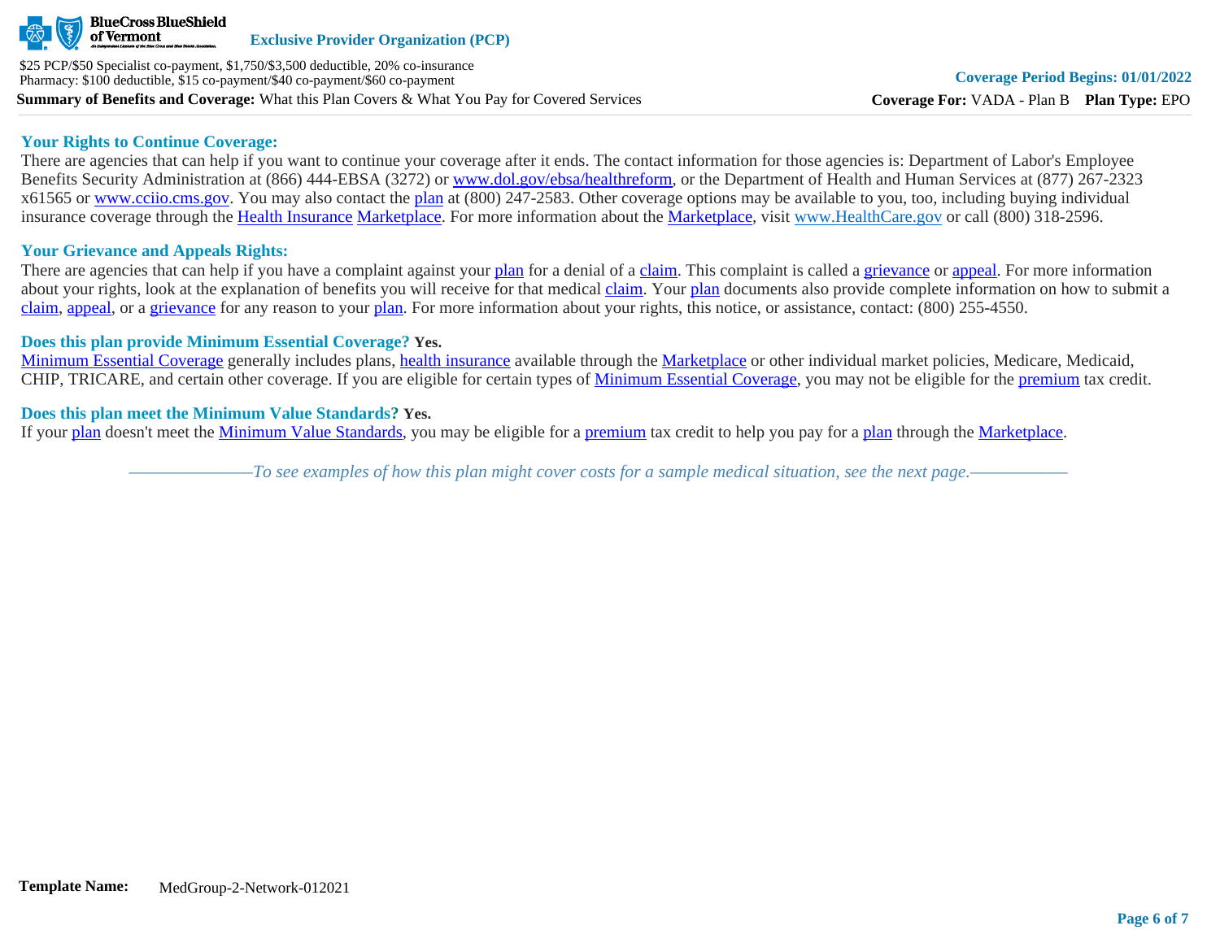### Your Rights to Continue Coverage:

There are agencies that can help if you want to continue your coverage after it ends. The contact information for those agencies is: Department of Labor's Employee Benefits Security Administration at (866) 444-EBSA (3272) or www.dol.gov/ebsa/healthreform, or the Department of Health and Human Services at (877) 267-2323 x61565 or www.cciio.cms.gov. You may also contact the plan at (800) 247-2583. Other coverage options may be available to you, too, including buying individual insurance coverage through the Health Insurance Marketplace. For more information about the Marketplace, visit www.HealthCare.gov or call (800) 318-2596.

### Your Grievance and Appeals Rights:

There are agencies that can help if you have a complaint against your plan for a denial of a claim. This complaint is called a grievance or appeal. For more information about your rights, look at the explanation of benefits you will receive for that medical claim. Your plan documents also provide complete information on how to submit a claim, appeal, or a grievance for any reason to your plan. For more information about your rights, this notice, or assistance, contact: (800) 255-4550.

### Does this plan provide Minimum Essential Coverage? **Yes.**

Minimum Essential Coverage generally includes plans, health insurance available through the Marketplace or other individual market policies, Medicare, Medicaid, CHIP, TRICARE, and certain other coverage. If you are eligible for certain types of Minimum Essential Coverage, you may not be eligible for the premium tax credit.

### Does this plan meet the Minimum Value Standards? **Yes.**

If your plan doesn't meet the Minimum Value Standards, you may be eligible for a premium tax credit to help you pay for a plan through the Marketplace.

*——————To see examples of how this plan might cover costs for a sample medical situation, see the next page.——————*

**Template Name:** MedGroup-2-Network-012021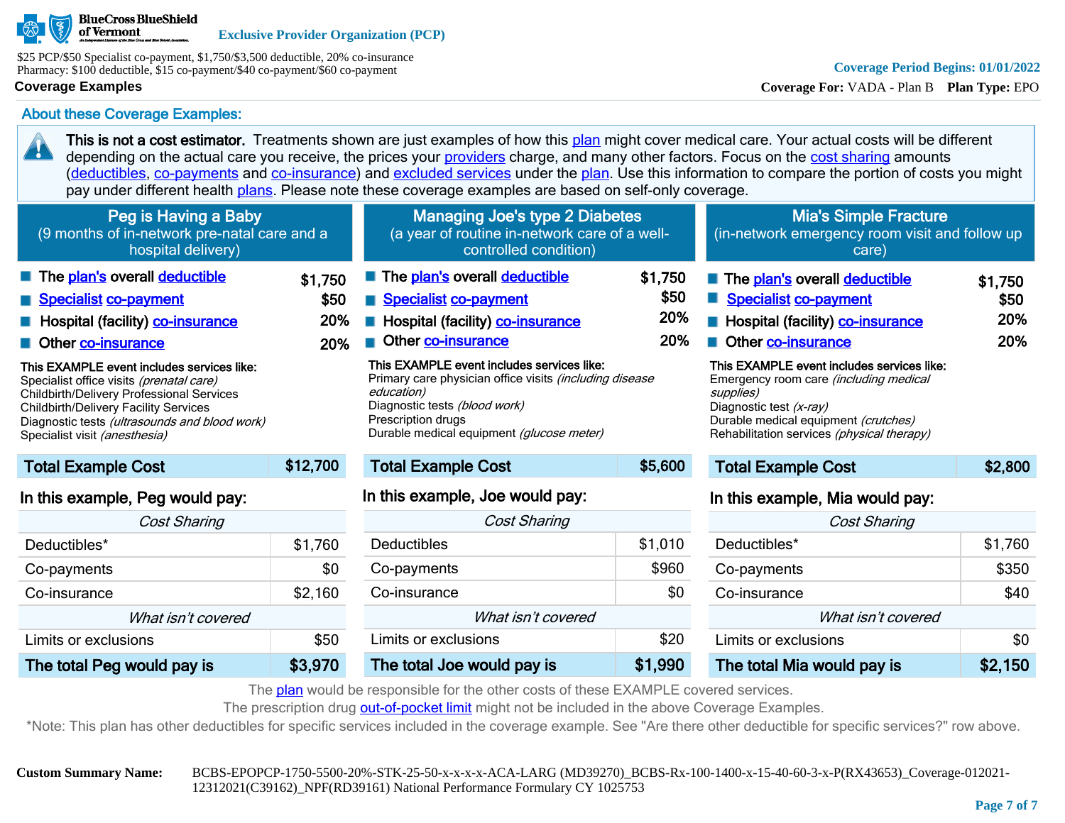BlueCross BlueShield of Vermont

**Exclusive Provider Organization (PCP)**

$25 PCP/$50 Specialist co-payment, $1,750/$3,500 deductible, 20% co-insurance
Pharmacy: $100 deductible, $15 co-payment/$40 co-payment/$60 co-payment

**Coverage Period Begins: 01/01/2022**

**Coverage Examples**

**Coverage For:** VADA - Plan B **Plan Type:** EPO

## About these Coverage Examples:

**This is not a cost estimator.** Treatments shown are just examples of how this plan might cover medical care. Your actual costs will be different depending on the actual care you receive, the prices your providers charge, and many other factors. Focus on the cost sharing amounts (deductibles, co-payments and co-insurance) and excluded services under the plan. Use this information to compare the portion of costs you might pay under different health plans. Please note these coverage examples are based on self-only coverage.

### Peg is Having a Baby
(9 months of in-network pre-natal care and a hospital delivery)

| | |
|---|---|
| The plan's overall deductible | $1,750 |
| Specialist co-payment | $50 |
| Hospital (facility) co-insurance | 20% |
| Other co-insurance | 20% |

**This EXAMPLE event includes services like:**
Specialist office visits *(prenatal care)*
Childbirth/Delivery Professional Services
Childbirth/Delivery Facility Services
Diagnostic tests *(ultrasounds and blood work)*
Specialist visit *(anesthesia)*

| Total Example Cost | $12,700 |
|---|---|

**In this example, Peg would pay:**

| *Cost Sharing* | |
|---|---|
| Deductibles* | $1,760 |
| Co-payments | $0 |
| Co-insurance | $2,160 |
| *What isn't covered* | |
| Limits or exclusions | $50 |
| **The total Peg would pay is** | **$3,970** |

### Managing Joe's type 2 Diabetes
(a year of routine in-network care of a well-controlled condition)

| | |
|---|---|
| The plan's overall deductible | $1,750 |
| Specialist co-payment | $50 |
| Hospital (facility) co-insurance | 20% |
| Other co-insurance | 20% |

**This EXAMPLE event includes services like:**
Primary care physician office visits *(including disease education)*
Diagnostic tests *(blood work)*
Prescription drugs
Durable medical equipment *(glucose meter)*

| Total Example Cost | $5,600 |
|---|---|

**In this example, Joe would pay:**

| *Cost Sharing* | |
|---|---|
| Deductibles | $1,010 |
| Co-payments | $960 |
| Co-insurance | $0 |
| *What isn't covered* | |
| Limits or exclusions | $20 |
| **The total Joe would pay is** | **$1,990** |

### Mia's Simple Fracture
(in-network emergency room visit and follow up care)

| | |
|---|---|
| The plan's overall deductible | $1,750 |
| Specialist co-payment | $50 |
| Hospital (facility) co-insurance | 20% |
| Other co-insurance | 20% |

**This EXAMPLE event includes services like:**
Emergency room care *(including medical supplies)*
Diagnostic test *(x-ray)*
Durable medical equipment *(crutches)*
Rehabilitation services *(physical therapy)*

| Total Example Cost | $2,800 |
|---|---|

**In this example, Mia would pay:**

| *Cost Sharing* | |
|---|---|
| Deductibles* | $1,760 |
| Co-payments | $350 |
| Co-insurance | $40 |
| *What isn't covered* | |
| Limits or exclusions | $0 |
| **The total Mia would pay is** | **$2,150** |

The plan would be responsible for the other costs of these EXAMPLE covered services.
The prescription drug out-of-pocket limit might not be included in the above Coverage Examples.
*Note: This plan has other deductibles for specific services included in the coverage example. See "Are there other deductible for specific services?" row above.

**Custom Summary Name:** BCBS-EPOPCP-1750-5500-20%-STK-25-50-x-x-x-x-ACA-LARG (MD39270)_BCBS-Rx-100-1400-x-15-40-60-3-x-P(RX43653)_Coverage-012021-12312021(C39162)_NPF(RD39161) National Performance Formulary CY 1025753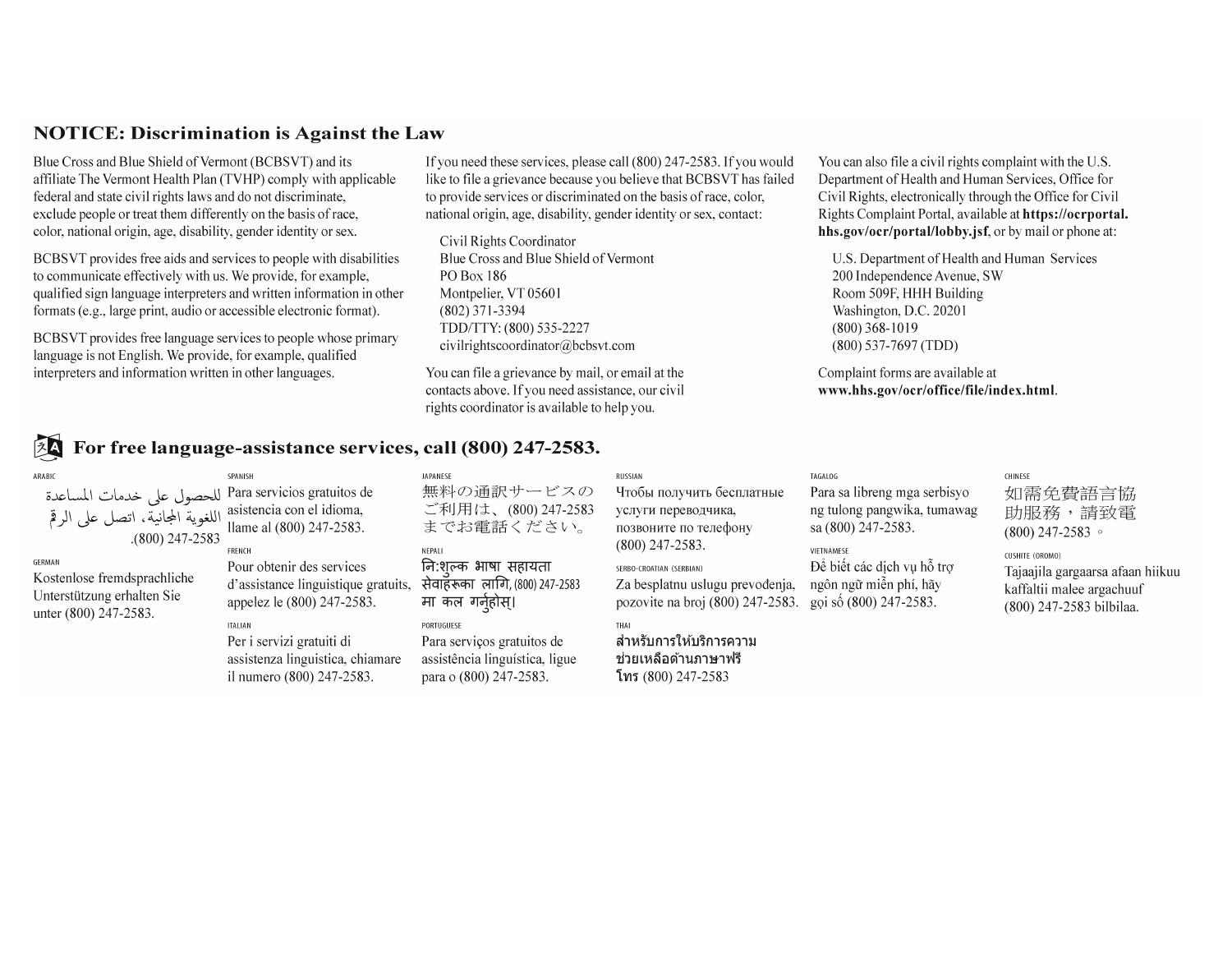## NOTICE: Discrimination is Against the Law

Blue Cross and Blue Shield of Vermont (BCBSVT) and its affiliate The Vermont Health Plan (TVHP) comply with applicable federal and state civil rights laws and do not discriminate, exclude people or treat them differently on the basis of race, color, national origin, age, disability, gender identity or sex.

BCBSVT provides free aids and services to people with disabilities to communicate effectively with us. We provide, for example, qualified sign language interpreters and written information in other formats (e.g., large print, audio or accessible electronic format).

BCBSVT provides free language services to people whose primary language is not English. We provide, for example, qualified interpreters and information written in other languages.

If you need these services, please call (800) 247-2583. If you would like to file a grievance because you believe that BCBSVT has failed to provide services or discriminated on the basis of race, color, national origin, age, disability, gender identity or sex, contact:

Civil Rights Coordinator
Blue Cross and Blue Shield of Vermont
PO Box 186
Montpelier, VT 05601
(802) 371-3394
TDD/TTY: (800) 535-2227
civilrightscoordinator@bcbsvt.com

You can file a grievance by mail, or email at the contacts above. If you need assistance, our civil rights coordinator is available to help you.

You can also file a civil rights complaint with the U.S. Department of Health and Human Services, Office for Civil Rights, electronically through the Office for Civil Rights Complaint Portal, available at **https://ocrportal.hhs.gov/ocr/portal/lobby.jsf**, or by mail or phone at:

U.S. Department of Health and Human Services
200 Independence Avenue, SW
Room 509F, HHH Building
Washington, D.C. 20201
(800) 368-1019
(800) 537-7697 (TDD)

Complaint forms are available at **www.hhs.gov/ocr/office/file/index.html**.

## For free language-assistance services, call (800) 247-2583.

ARABIC
للحصول على خدمات المساعدة اللغوية المجانية، اتصل على الرقم (800) 247-2583.

GERMAN
Kostenlose fremdsprachliche Unterstützung erhalten Sie unter (800) 247-2583.

SPANISH
Para servicios gratuitos de asistencia con el idioma, llame al (800) 247-2583.

FRENCH
Pour obtenir des services d'assistance linguistique gratuits, appelez le (800) 247-2583.

ITALIAN
Per i servizi gratuiti di assistenza linguistica, chiamare il numero (800) 247-2583.

JAPANESE
無料の通訳サービスのご利用は、(800) 247-2583までお電話ください。

NEPALI
नि:शुल्क भाषा सहायता सेवाहरूका लागि, (800) 247-2583 मा कल गर्नुहोस्।

PORTUGUESE
Para serviços gratuitos de assistência linguística, ligue para o (800) 247-2583.

RUSSIAN
Чтобы получить бесплатные услуги переводчика, позвоните по телефону (800) 247-2583.

SERBO-CROATIAN (SERBIAN)
Za besplatnu uslugu prevođenja, pozovite na broj (800) 247-2583.

THAI
สำหรับการให้บริการความช่วยเหลือด้านภาษาฟรี โทร (800) 247-2583

TAGALOG
Para sa libreng mga serbisyo ng tulong pangwika, tumawag sa (800) 247-2583.

VIETNAMESE
Để biết các dịch vụ hỗ trợ ngôn ngữ miễn phí, hãy gọi số (800) 247-2583.

CHINESE
如需免費語言協助服務，請致電 (800) 247-2583。

CUSHITE (OROMO)
Tajaajila gargaarsa afaan hiikuu kaffaltii malee argachuuf (800) 247-2583 bilbilaa.